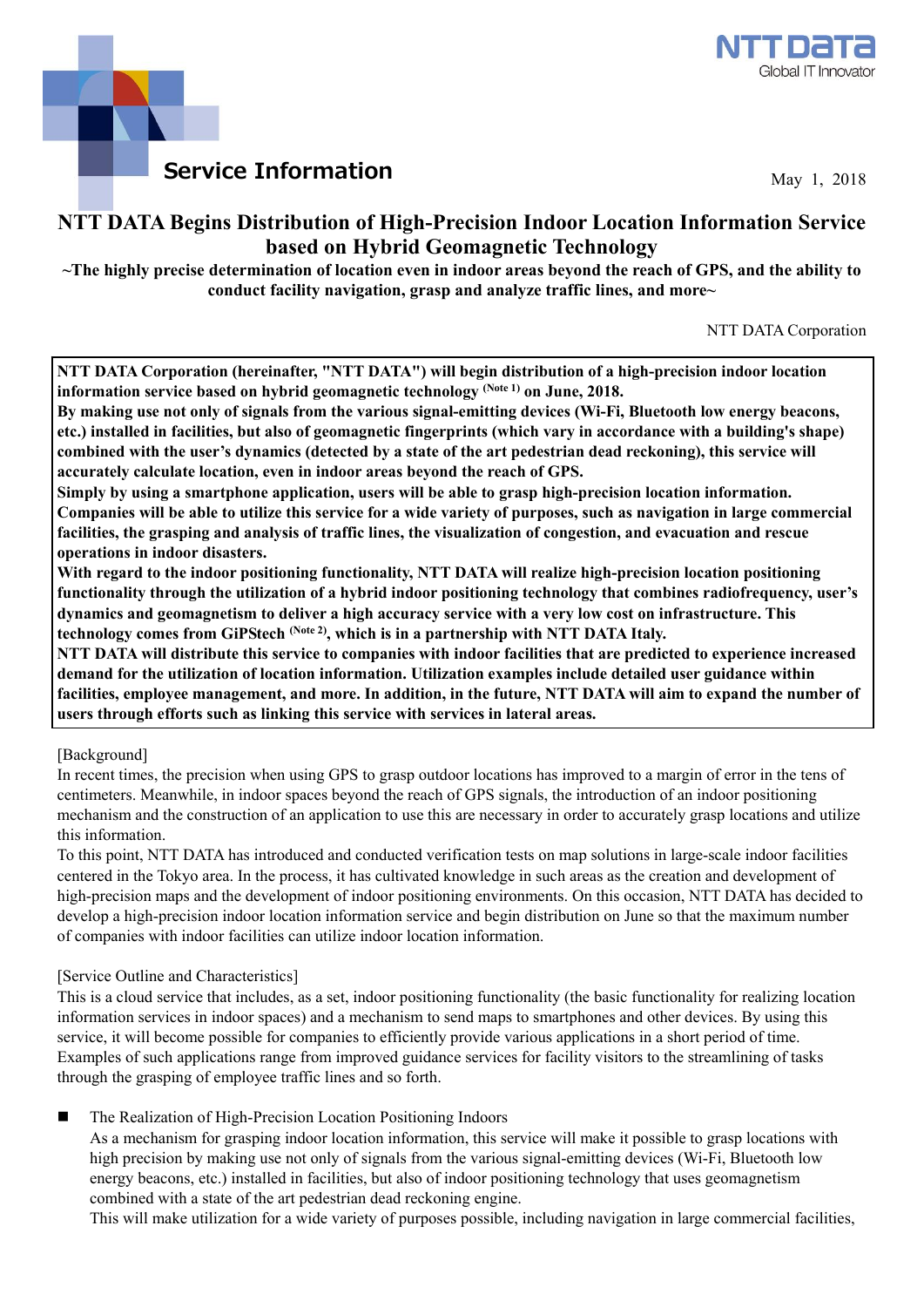Service Information

May 1, 2018

# NTT DATA Begins Distribution of High-Precision Indoor Location Information Service based on Hybrid Geomagnetic Technology

**~The highly precise determination of location even in indoor areas beyond the reach of GPS, and the ability to conduct facility navigation, grasp and analyze traffic lines, and more~**

NTT DATA Corporation

**NTT DATA Corporation (hereinafter, "NTT DATA") will begin distribution of a high-precision indoor location information service based on hybrid geomagnetic technology (Note 1) on June, 2018.**
**By making use not only of signals from the various signal-emitting devices (Wi-Fi, Bluetooth low energy beacons, etc.) installed in facilities, but also of geomagnetic fingerprints (which vary in accordance with a building's shape) combined with the user's dynamics (detected by a state of the art pedestrian dead reckoning), this service will accurately calculate location, even in indoor areas beyond the reach of GPS.**
**Simply by using a smartphone application, users will be able to grasp high-precision location information.**
**Companies will be able to utilize this service for a wide variety of purposes, such as navigation in large commercial facilities, the grasping and analysis of traffic lines, the visualization of congestion, and evacuation and rescue operations in indoor disasters.**
**With regard to the indoor positioning functionality, NTT DATA will realize high-precision location positioning functionality through the utilization of a hybrid indoor positioning technology that combines radiofrequency, user's dynamics and geomagnetism to deliver a high accuracy service with a very low cost on infrastructure. This technology comes from GiPStech (Note 2), which is in a partnership with NTT DATA Italy.**
**NTT DATA will distribute this service to companies with indoor facilities that are predicted to experience increased demand for the utilization of location information. Utilization examples include detailed user guidance within facilities, employee management, and more. In addition, in the future, NTT DATA will aim to expand the number of users through efforts such as linking this service with services in lateral areas.**

[Background]
In recent times, the precision when using GPS to grasp outdoor locations has improved to a margin of error in the tens of centimeters. Meanwhile, in indoor spaces beyond the reach of GPS signals, the introduction of an indoor positioning mechanism and the construction of an application to use this are necessary in order to accurately grasp locations and utilize this information.
To this point, NTT DATA has introduced and conducted verification tests on map solutions in large-scale indoor facilities centered in the Tokyo area. In the process, it has cultivated knowledge in such areas as the creation and development of high-precision maps and the development of indoor positioning environments. On this occasion, NTT DATA has decided to develop a high-precision indoor location information service and begin distribution on June so that the maximum number of companies with indoor facilities can utilize indoor location information.

[Service Outline and Characteristics]
This is a cloud service that includes, as a set, indoor positioning functionality (the basic functionality for realizing location information services in indoor spaces) and a mechanism to send maps to smartphones and other devices. By using this service, it will become possible for companies to efficiently provide various applications in a short period of time. Examples of such applications range from improved guidance services for facility visitors to the streamlining of tasks through the grasping of employee traffic lines and so forth.

- The Realization of High-Precision Location Positioning Indoors
  As a mechanism for grasping indoor location information, this service will make it possible to grasp locations with high precision by making use not only of signals from the various signal-emitting devices (Wi-Fi, Bluetooth low energy beacons, etc.) installed in facilities, but also of indoor positioning technology that uses geomagnetism combined with a state of the art pedestrian dead reckoning engine.
  This will make utilization for a wide variety of purposes possible, including navigation in large commercial facilities,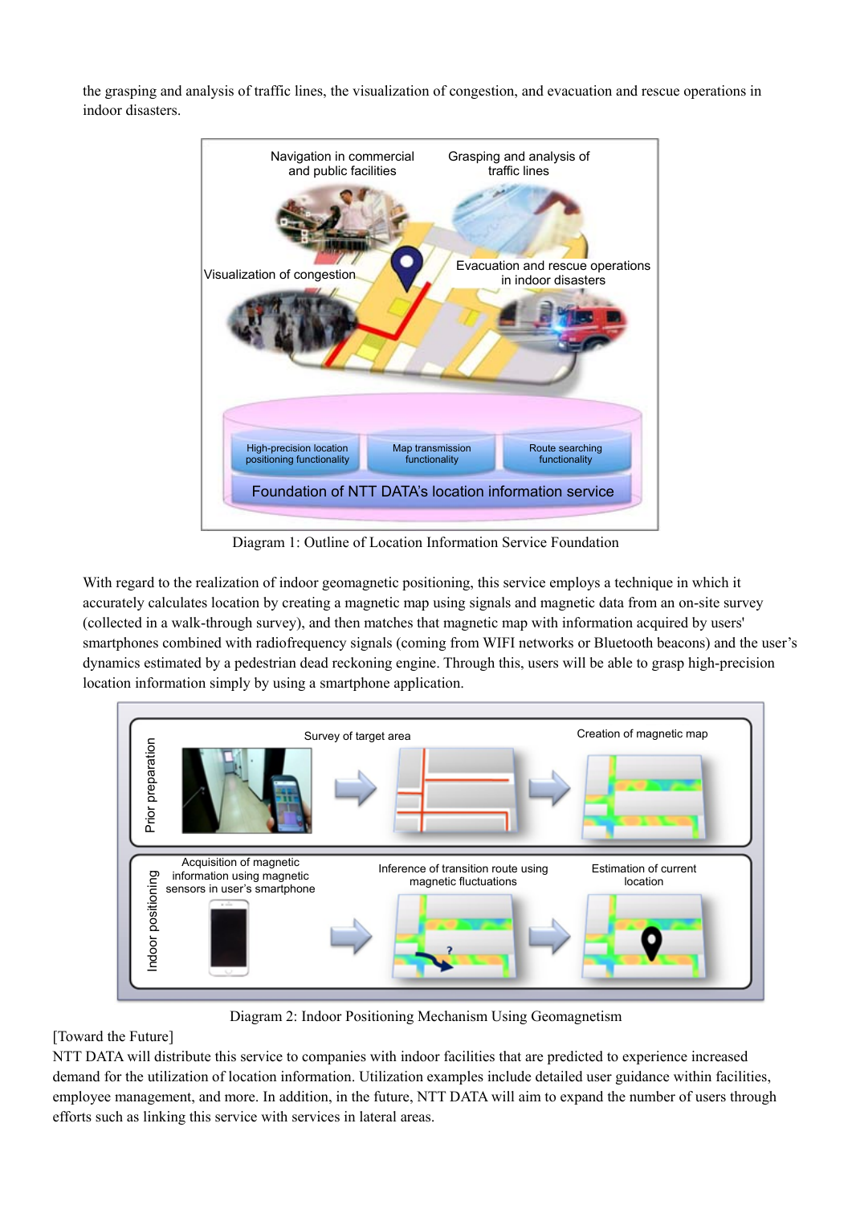the grasping and analysis of traffic lines, the visualization of congestion, and evacuation and rescue operations in indoor disasters.

Diagram 1: Outline of Location Information Service Foundation

With regard to the realization of indoor geomagnetic positioning, this service employs a technique in which it accurately calculates location by creating a magnetic map using signals and magnetic data from an on-site survey (collected in a walk-through survey), and then matches that magnetic map with information acquired by users' smartphones combined with radiofrequency signals (coming from WIFI networks or Bluetooth beacons) and the user's dynamics estimated by a pedestrian dead reckoning engine. Through this, users will be able to grasp high-precision location information simply by using a smartphone application.

Diagram 2: Indoor Positioning Mechanism Using Geomagnetism

[Toward the Future]

NTT DATA will distribute this service to companies with indoor facilities that are predicted to experience increased demand for the utilization of location information. Utilization examples include detailed user guidance within facilities, employee management, and more. In addition, in the future, NTT DATA will aim to expand the number of users through efforts such as linking this service with services in lateral areas.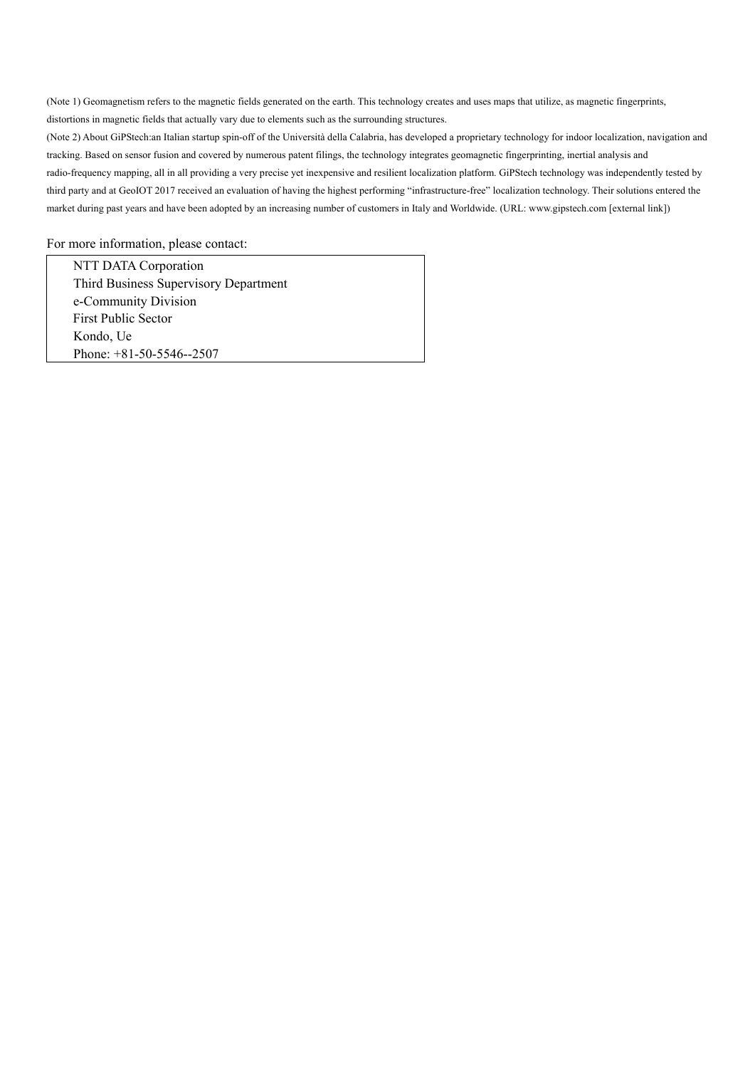(Note 1) Geomagnetism refers to the magnetic fields generated on the earth. This technology creates and uses maps that utilize, as magnetic fingerprints, distortions in magnetic fields that actually vary due to elements such as the surrounding structures.

(Note 2) About GiPStech:an Italian startup spin-off of the Università della Calabria, has developed a proprietary technology for indoor localization, navigation and tracking. Based on sensor fusion and covered by numerous patent filings, the technology integrates geomagnetic fingerprinting, inertial analysis and radio-frequency mapping, all in all providing a very precise yet inexpensive and resilient localization platform. GiPStech technology was independently tested by third party and at GeoIOT 2017 received an evaluation of having the highest performing "infrastructure-free" localization technology. Their solutions entered the market during past years and have been adopted by an increasing number of customers in Italy and Worldwide. (URL: www.gipstech.com [external link])

For more information, please contact:

NTT DATA Corporation
Third Business Supervisory Department
e-Community Division
First Public Sector
Kondo, Ue
Phone: +81-50-5546--2507